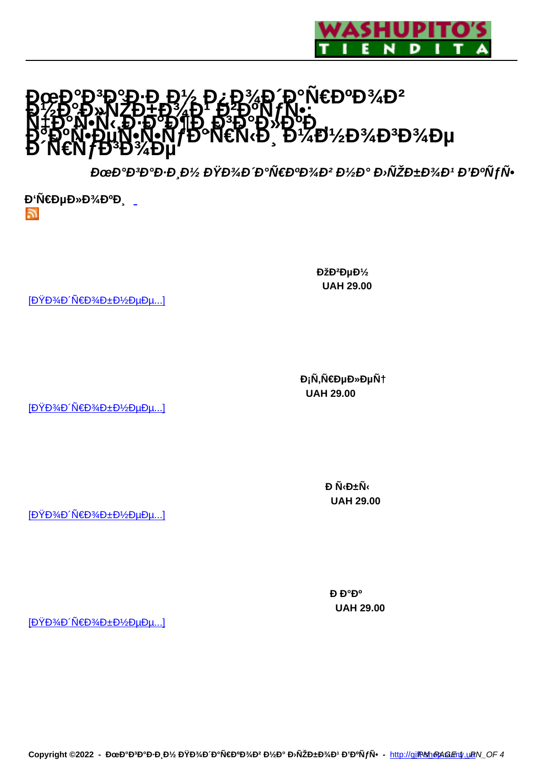# ÐœÐ°Ð³Ð°Ð·Ð¸Ð½ Ð¿Ð¾Ð´Ð°Ñ€ÐºÐ¾Ð² Ð½Ð° Ð»ÑŽÐ±Ð¾Ð¹ Ð²ÐºÑƒÑ• Ñ‡Ð°Ñ•Ñ‹ Ð·Ð°Ð¶Ð¸Ð³Ð°Ð»ÐºÐ¸ Ð´Ð°Ñ•ÐµÑ•Ñ•ÑƒÐ°Ñ€Ñ‹ Ð¸ Ð¼Ð½Ð¾Ð³Ð¾Ðµ Ð´Ñ€ÑƒÐ³Ð¾Ðµ

***ÐœÐ°Ð³Ð°Ð·Ð¸Ð½ ÐŸÐ¾Ð´Ð°Ñ€ÐºÐ¾Ð² Ð½Ð° Ð›ÑŽÐ±Ð¾Ð¹ Ð'ÐºÑƒÑ•***

**Ð'Ñ€ÐµÐ»Ð¾ÐºÐ¸**

**ÐžÐ²ÐµÐ½**
**UAH 29.00**

[ÐŸÐ¾Ð´Ñ€Ð¾Ð±Ð½ÐµÐµ...]

**Ð¡Ñ‚Ñ€ÐµÐ»ÐµÑ†**
**UAH 29.00**

[ÐŸÐ¾Ð´Ñ€Ð¾Ð±Ð½ÐµÐµ...]

**Ð Ñ‹Ð±Ñ‹**
**UAH 29.00**

[ÐŸÐ¾Ð´Ñ€Ð¾Ð±Ð½ÐµÐµ...]

**Ð Ð°Ðº**
**UAH 29.00**

[ÐŸÐ¾Ð´Ñ€Ð¾Ð±Ð½ÐµÐµ...]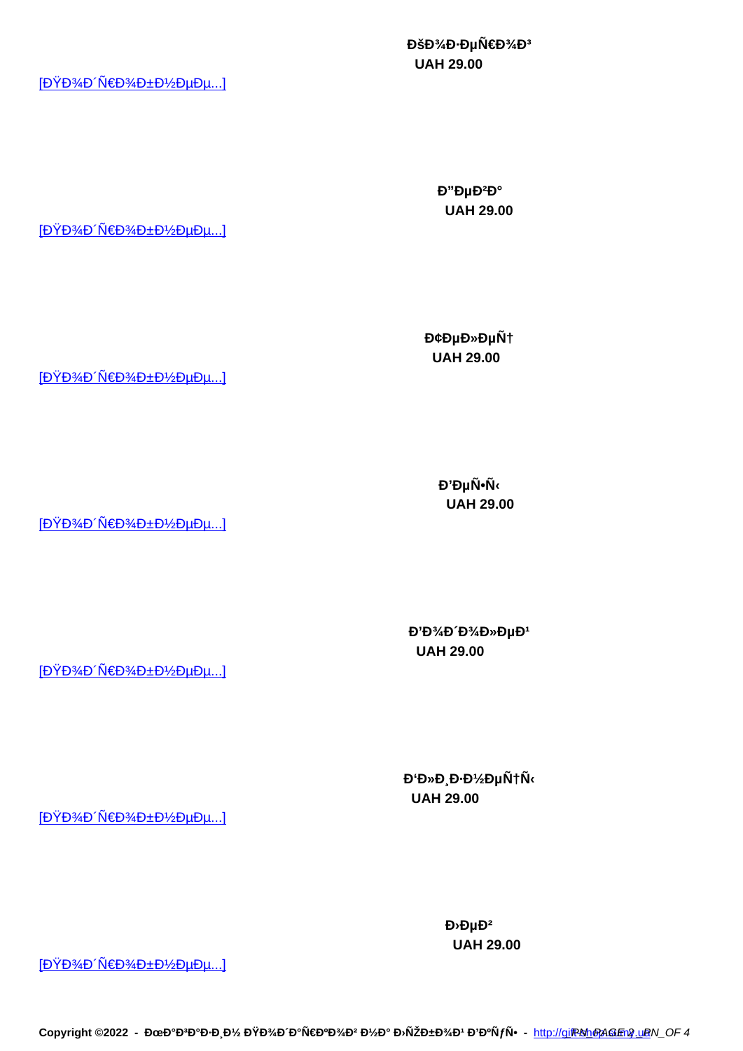**ÐšÐ¾Ð·ÐµÑ€Ð¾Ð³**
**UAH 29.00**

[ÐŸÐ¾Ð´Ñ€Ð¾Ð±Ð½ÐµÐµ...]

**Ð"ÐµÐ²Ð°**
**UAH 29.00**

[ÐŸÐ¾Ð´Ñ€Ð¾Ð±Ð½ÐµÐµ...]

**Ð¢ÐµÐ»ÐµÑ†**
**UAH 29.00**

[ÐŸÐ¾Ð´Ñ€Ð¾Ð±Ð½ÐµÐµ...]

**Ð'ÐµÑ•Ñ‹**
**UAH 29.00**

[ÐŸÐ¾Ð´Ñ€Ð¾Ð±Ð½ÐµÐµ...]

**Ð'Ð¾Ð´Ð¾Ð»ÐµÐ¹**
**UAH 29.00**

[ÐŸÐ¾Ð´Ñ€Ð¾Ð±Ð½ÐµÐµ...]

**Ð'Ð»Ð¸Ð·Ð½ÐµÑ†Ñ‹**
**UAH 29.00**

[ÐŸÐ¾Ð´Ñ€Ð¾Ð±Ð½ÐµÐµ...]

**Ð›ÐµÐ²**
**UAH 29.00**

[ÐŸÐ¾Ð´Ñ€Ð¾Ð±Ð½ÐµÐµ...]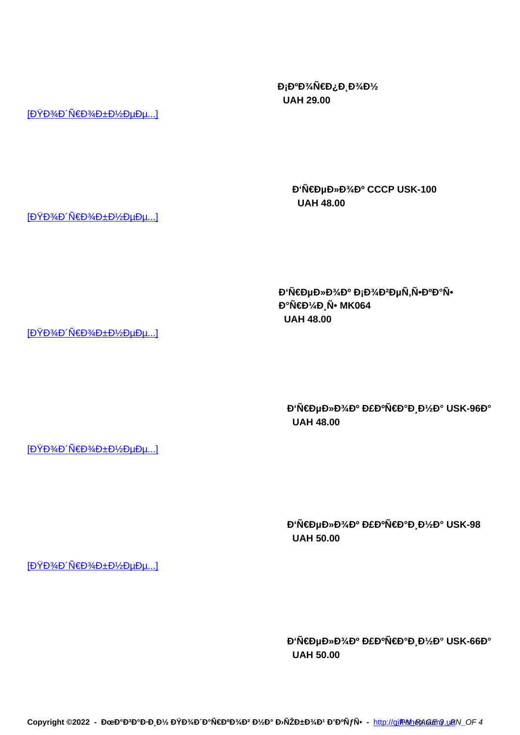**Đ¡ĐºĐ¾Ñ€Đ¿Đ¸Đ¾Đ½**
**UAH 29.00**

[ĐŸĐ¾Đ´Ñ€Đ¾Đ±Đ½ĐµĐµ...]

**Đ'Ñ€ĐµĐ»Đ¾Đº CCCP USK-100**
**UAH 48.00**

[ĐŸĐ¾Đ´Ñ€Đ¾Đ±Đ½ĐµĐµ...]

**Đ'Ñ€ĐµĐ»Đ¾Đº Đ¡Đ¾Đ²ĐµÑ‚Ñ•ĐºĐ°Ñ• Đ°Ñ€Đ¼Đ¸Ñ• MK064**
**UAH 48.00**

[ĐŸĐ¾Đ´Ñ€Đ¾Đ±Đ½ĐµĐµ...]

**Đ'Ñ€ĐµĐ»Đ¾Đº Đ£ĐºÑ€Đ°Đ¸Đ½Đ° USK-96Đ°**
**UAH 48.00**

[ĐŸĐ¾Đ´Ñ€Đ¾Đ±Đ½ĐµĐµ...]

**Đ'Ñ€ĐµĐ»Đ¾Đº Đ£ĐºÑ€Đ°Đ¸Đ½Đ° USK-98**
**UAH 50.00**

[ĐŸĐ¾Đ´Ñ€Đ¾Đ±Đ½ĐµĐµ...]

**Đ'Ñ€ĐµĐ»Đ¾Đº Đ£ĐºÑ€Đ°Đ¸Đ½Đ° USK-66Đ°**
**UAH 50.00**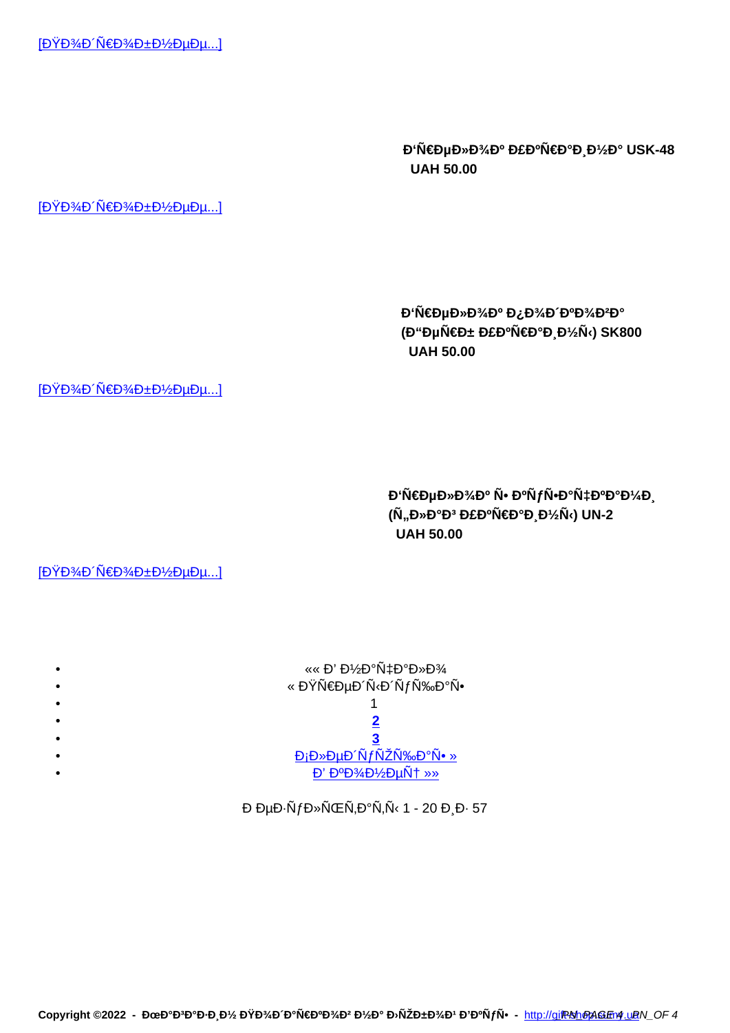[ÐŸÐ¾Ð´Ñ€Ð¾Ð±Ð½ÐµÐµ...]

**Ð'Ñ€ÐµÐ»Ð¾Ðº Ð£Ð°Ñ€Ñ‚Ð¸Ð½Ð° USK-48**
**UAH 50.00**

[ÐŸÐ¾Ð´Ñ€Ð¾Ð±Ð½ÐµÐµ...]

**Ð'Ñ€ÐµÐ»Ð¾Ðº Ð¿Ð¾Ð´ÐºÐ¾Ð²Ð° (Ð"ÐµÑ€Ð± Ð£Ð°Ñ€Ñ‚Ð¸Ð½Ñ‹) SK800**
**UAH 50.00**

[ÐŸÐ¾Ð´Ñ€Ð¾Ð±Ð½ÐµÐµ...]

**Ð'Ñ€ÐµÐ»Ð¾Ðº Ñ• ÐºÑƒÑ•Ð°Ñ‡ÐºÐ°Ð¼Ð¸ (Ñ„Ð»Ð°Ð³ Ð£Ð°Ñ€Ñ‚Ð¸Ð½Ñ‹) UN-2**
**UAH 50.00**

[ÐŸÐ¾Ð´Ñ€Ð¾Ð±Ð½ÐµÐµ...]

- «« Ð' Ð½Ð°Ñ‡Ð°Ð»Ð¾
- « ÐŸÑ€ÐµÐ´Ñ‹Ð´ÑƒÑ‰Ð°Ñ•
- 1
- **2**
- **3**
- Ð¡Ð»ÐµÐ´ÑƒÑŽÑ‰Ð°Ñ• »
- Ð' ÐºÐ¾Ð½ÐµÑ† »»

Ð ÐµÐ·ÑƒÐ»ÑŒÑ‚Ð°Ñ‚Ñ‹ 1 - 20 Ð¸Ð· 57